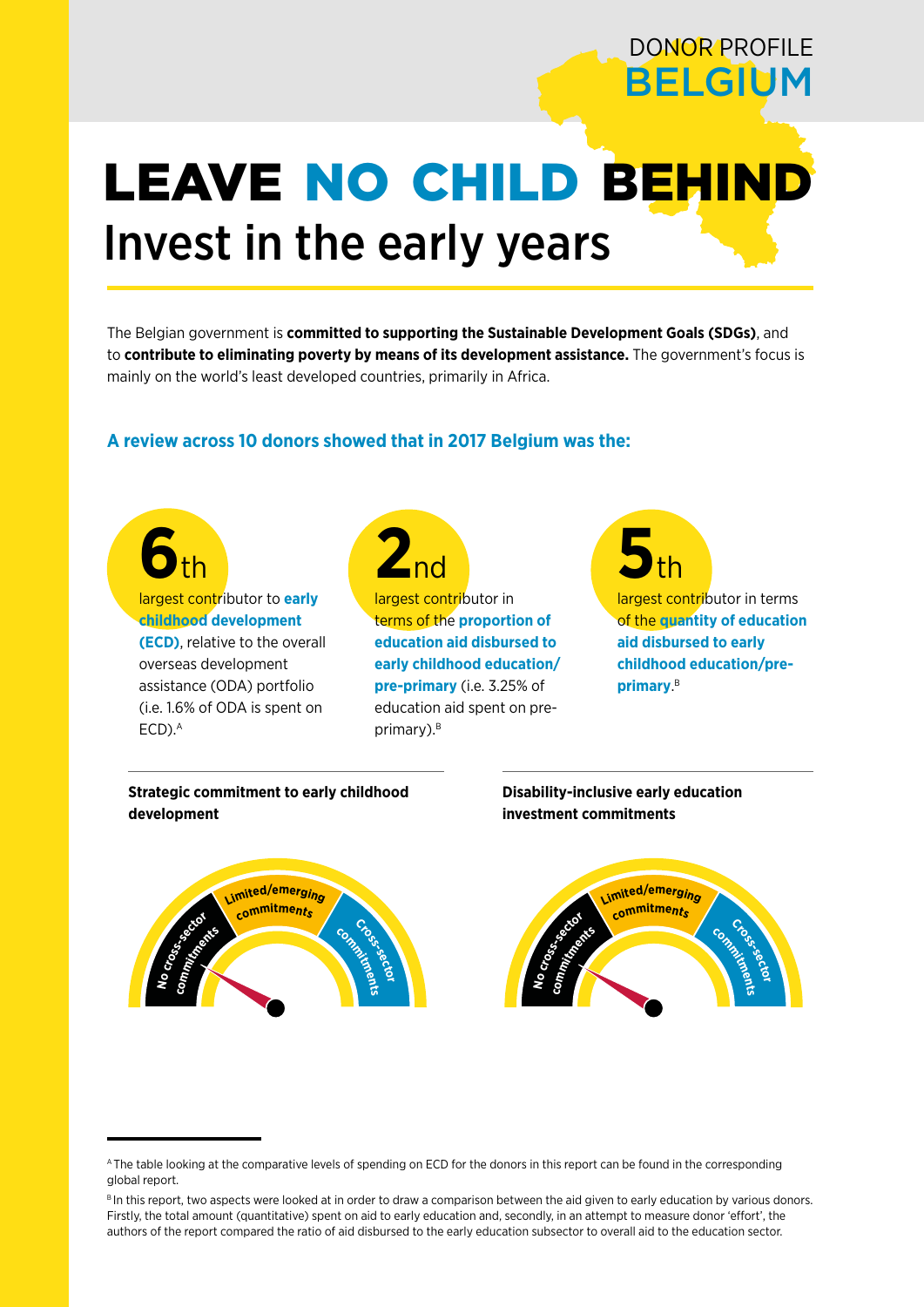DONOR PROFILE
BELGIUM

# LEAVE NO CHILD BEHIND
## Invest in the early years

The Belgian government is **committed to supporting the Sustainable Development Goals (SDGs)**, and to **contribute to eliminating poverty by means of its development assistance.** The government's focus is mainly on the world's least developed countries, primarily in Africa.

### A review across 10 donors showed that in 2017 Belgium was the:

**6th** largest contributor to **early childhood development (ECD)**, relative to the overall overseas development assistance (ODA) portfolio (i.e. 1.6% of ODA is spent on ECD).[A]

**2nd** largest contributor in terms of the **proportion of education aid disbursed to early childhood education/ pre-primary** (i.e. 3.25% of education aid spent on pre-primary).[B]

**5th** largest contributor in terms of the **quantity of education aid disbursed to early childhood education/pre-primary**.[B]

**Strategic commitment to early childhood development**

No cross-sector commitments | Limited/emerging commitments | Cross-sector commitments

**Disability-inclusive early education investment commitments**

No cross-sector commitments | Limited/emerging commitments | Cross-sector commitments

---

[A] The table looking at the comparative levels of spending on ECD for the donors in this report can be found in the corresponding global report.

[B] In this report, two aspects were looked at in order to draw a comparison between the aid given to early education by various donors. Firstly, the total amount (quantitative) spent on aid to early education and, secondly, in an attempt to measure donor 'effort', the authors of the report compared the ratio of aid disbursed to the early education subsector to overall aid to the education sector.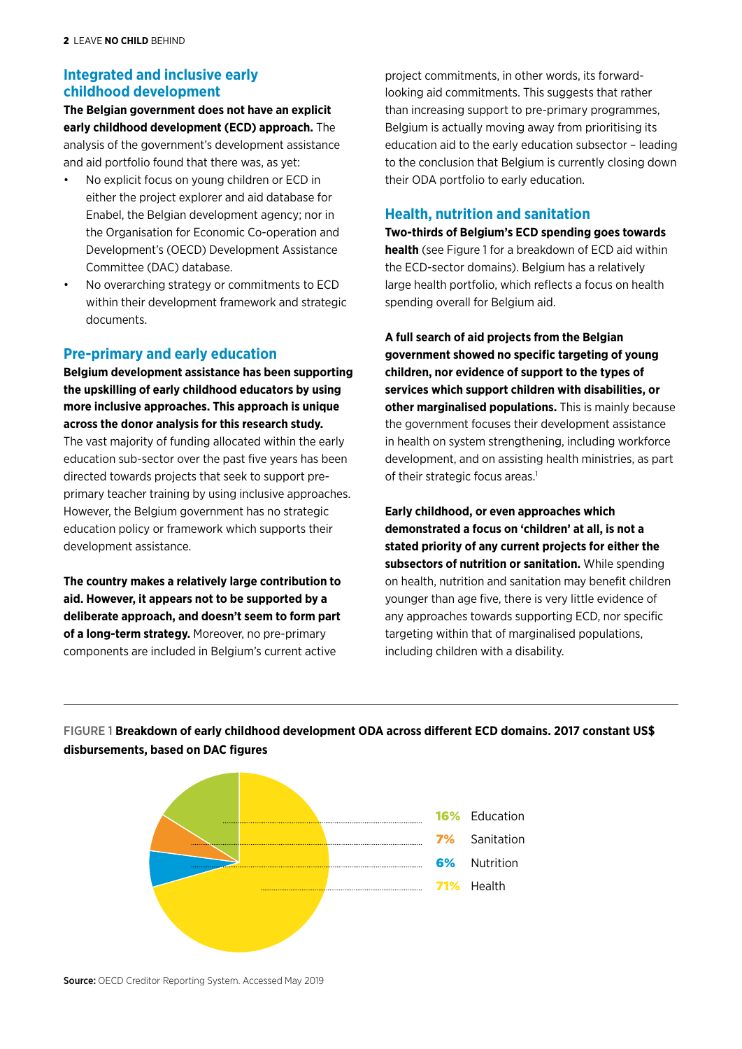## Integrated and inclusive early childhood development

**The Belgian government does not have an explicit early childhood development (ECD) approach.** The analysis of the government's development assistance and aid portfolio found that there was, as yet:

- No explicit focus on young children or ECD in either the project explorer and aid database for Enabel, the Belgian development agency; nor in the Organisation for Economic Co-operation and Development's (OECD) Development Assistance Committee (DAC) database.
- No overarching strategy or commitments to ECD within their development framework and strategic documents.

## Pre-primary and early education

**Belgium development assistance has been supporting the upskilling of early childhood educators by using more inclusive approaches. This approach is unique across the donor analysis for this research study.** The vast majority of funding allocated within the early education sub-sector over the past five years has been directed towards projects that seek to support pre-primary teacher training by using inclusive approaches. However, the Belgium government has no strategic education policy or framework which supports their development assistance.

**The country makes a relatively large contribution to aid. However, it appears not to be supported by a deliberate approach, and doesn't seem to form part of a long-term strategy.** Moreover, no pre-primary components are included in Belgium's current active project commitments, in other words, its forward-looking aid commitments. This suggests that rather than increasing support to pre-primary programmes, Belgium is actually moving away from prioritising its education aid to the early education subsector – leading to the conclusion that Belgium is currently closing down their ODA portfolio to early education.

## Health, nutrition and sanitation

**Two-thirds of Belgium's ECD spending goes towards health** (see Figure 1 for a breakdown of ECD aid within the ECD-sector domains). Belgium has a relatively large health portfolio, which reflects a focus on health spending overall for Belgium aid.

**A full search of aid projects from the Belgian government showed no specific targeting of young children, nor evidence of support to the types of services which support children with disabilities, or other marginalised populations.** This is mainly because the government focuses their development assistance in health on system strengthening, including workforce development, and on assisting health ministries, as part of their strategic focus areas.[1]

**Early childhood, or even approaches which demonstrated a focus on 'children' at all, is not a stated priority of any current projects for either the subsectors of nutrition or sanitation.** While spending on health, nutrition and sanitation may benefit children younger than age five, there is very little evidence of any approaches towards supporting ECD, nor specific targeting within that of marginalised populations, including children with a disability.

FIGURE 1 **Breakdown of early childhood development ODA across different ECD domains. 2017 constant US$ disbursements, based on DAC figures**

| Share | Domain |
|---|---|
| 16% | Education |
| 7% | Sanitation |
| 6% | Nutrition |
| 71% | Health |

**Source:** OECD Creditor Reporting System. Accessed May 2019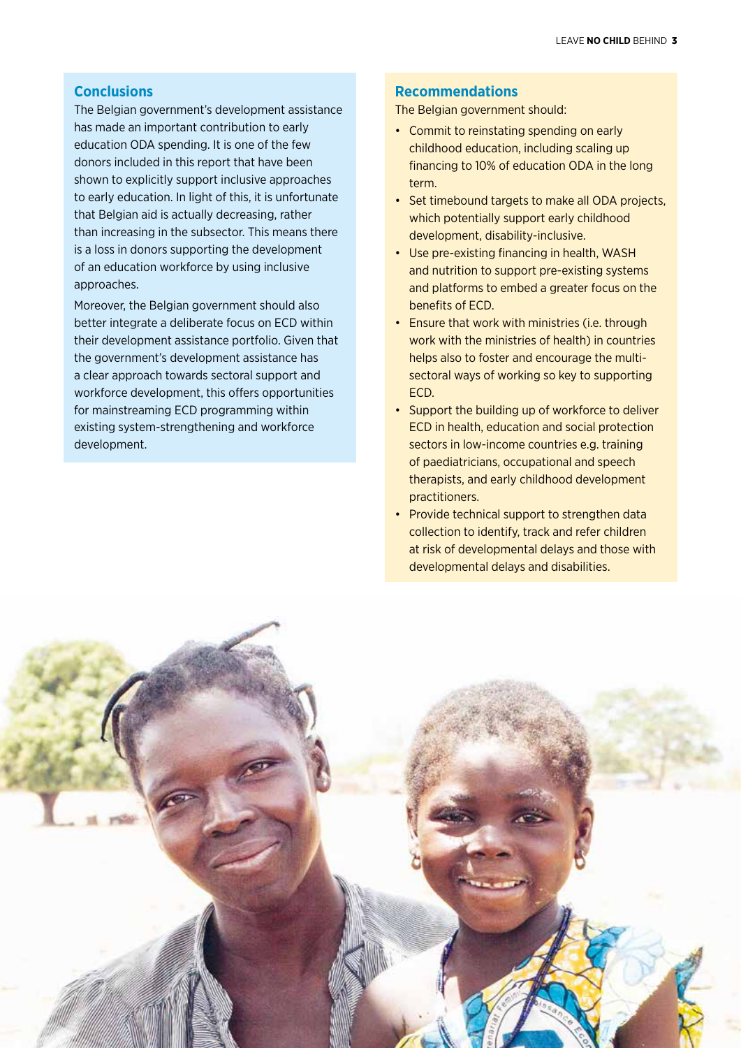## Conclusions

The Belgian government's development assistance has made an important contribution to early education ODA spending. It is one of the few donors included in this report that have been shown to explicitly support inclusive approaches to early education. In light of this, it is unfortunate that Belgian aid is actually decreasing, rather than increasing in the subsector. This means there is a loss in donors supporting the development of an education workforce by using inclusive approaches.

Moreover, the Belgian government should also better integrate a deliberate focus on ECD within their development assistance portfolio. Given that the government's development assistance has a clear approach towards sectoral support and workforce development, this offers opportunities for mainstreaming ECD programming within existing system-strengthening and workforce development.

## Recommendations

The Belgian government should:

- Commit to reinstating spending on early childhood education, including scaling up financing to 10% of education ODA in the long term.
- Set timebound targets to make all ODA projects, which potentially support early childhood development, disability-inclusive.
- Use pre-existing financing in health, WASH and nutrition to support pre-existing systems and platforms to embed a greater focus on the benefits of ECD.
- Ensure that work with ministries (i.e. through work with the ministries of health) in countries helps also to foster and encourage the multi-sectoral ways of working so key to supporting ECD.
- Support the building up of workforce to deliver ECD in health, education and social protection sectors in low-income countries e.g. training of paediatricians, occupational and speech therapists, and early childhood development practitioners.
- Provide technical support to strengthen data collection to identify, track and refer children at risk of developmental delays and those with developmental delays and disabilities.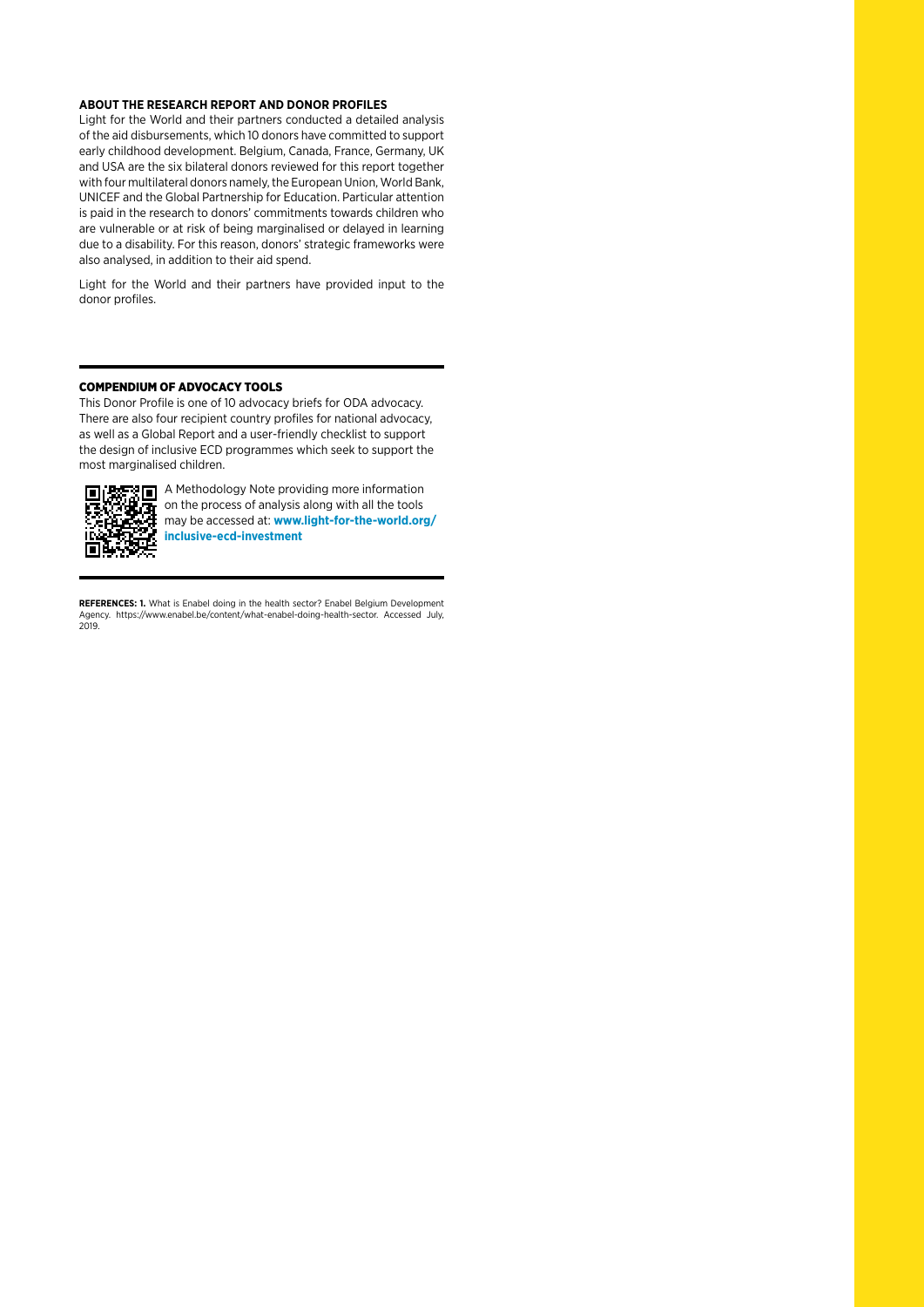## ABOUT THE RESEARCH REPORT AND DONOR PROFILES

Light for the World and their partners conducted a detailed analysis of the aid disbursements, which 10 donors have committed to support early childhood development. Belgium, Canada, France, Germany, UK and USA are the six bilateral donors reviewed for this report together with four multilateral donors namely, the European Union, World Bank, UNICEF and the Global Partnership for Education. Particular attention is paid in the research to donors' commitments towards children who are vulnerable or at risk of being marginalised or delayed in learning due to a disability. For this reason, donors' strategic frameworks were also analysed, in addition to their aid spend.

Light for the World and their partners have provided input to the donor profiles.

## COMPENDIUM OF ADVOCACY TOOLS

This Donor Profile is one of 10 advocacy briefs for ODA advocacy. There are also four recipient country profiles for national advocacy, as well as a Global Report and a user-friendly checklist to support the design of inclusive ECD programmes which seek to support the most marginalised children.

A Methodology Note providing more information on the process of analysis along with all the tools may be accessed at: **www.light-for-the-world.org/inclusive-ecd-investment**

**REFERENCES: 1.** What is Enabel doing in the health sector? Enabel Belgium Development Agency. https://www.enabel.be/content/what-enabel-doing-health-sector. Accessed July, 2019.